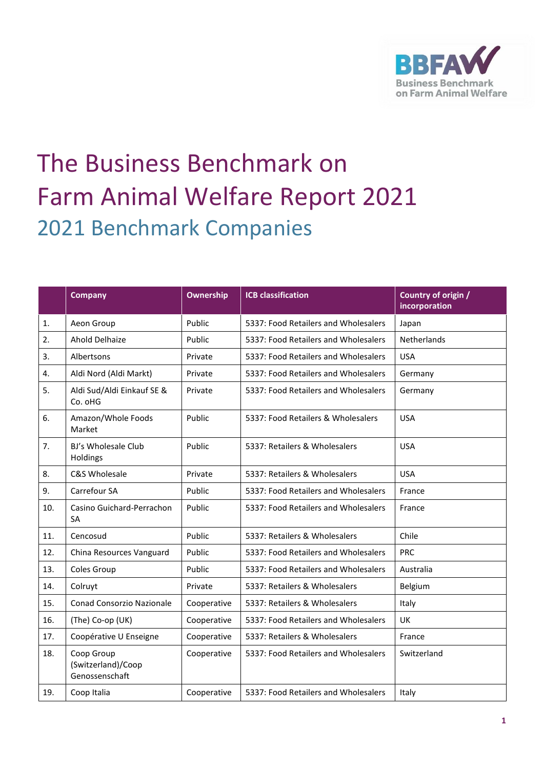# The Business Benchmark on Farm Animal Welfare Report 2021

## 2021 Benchmark Companies

| | Company | Ownership | ICB classification | Country of origin / incorporation |
|---|---|---|---|---|
| 1. | Aeon Group | Public | 5337: Food Retailers and Wholesalers | Japan |
| 2. | Ahold Delhaize | Public | 5337: Food Retailers and Wholesalers | Netherlands |
| 3. | Albertsons | Private | 5337: Food Retailers and Wholesalers | USA |
| 4. | Aldi Nord (Aldi Markt) | Private | 5337: Food Retailers and Wholesalers | Germany |
| 5. | Aldi Sud/Aldi Einkauf SE & Co. oHG | Private | 5337: Food Retailers and Wholesalers | Germany |
| 6. | Amazon/Whole Foods Market | Public | 5337: Food Retailers & Wholesalers | USA |
| 7. | BJ's Wholesale Club Holdings | Public | 5337: Retailers & Wholesalers | USA |
| 8. | C&S Wholesale | Private | 5337: Retailers & Wholesalers | USA |
| 9. | Carrefour SA | Public | 5337: Food Retailers and Wholesalers | France |
| 10. | Casino Guichard-Perrachon SA | Public | 5337: Food Retailers and Wholesalers | France |
| 11. | Cencosud | Public | 5337: Retailers & Wholesalers | Chile |
| 12. | China Resources Vanguard | Public | 5337: Food Retailers and Wholesalers | PRC |
| 13. | Coles Group | Public | 5337: Food Retailers and Wholesalers | Australia |
| 14. | Colruyt | Private | 5337: Retailers & Wholesalers | Belgium |
| 15. | Conad Consorzio Nazionale | Cooperative | 5337: Retailers & Wholesalers | Italy |
| 16. | (The) Co-op (UK) | Cooperative | 5337: Food Retailers and Wholesalers | UK |
| 17. | Coopérative U Enseigne | Cooperative | 5337: Retailers & Wholesalers | France |
| 18. | Coop Group (Switzerland)/Coop Genossenschaft | Cooperative | 5337: Food Retailers and Wholesalers | Switzerland |
| 19. | Coop Italia | Cooperative | 5337: Food Retailers and Wholesalers | Italy |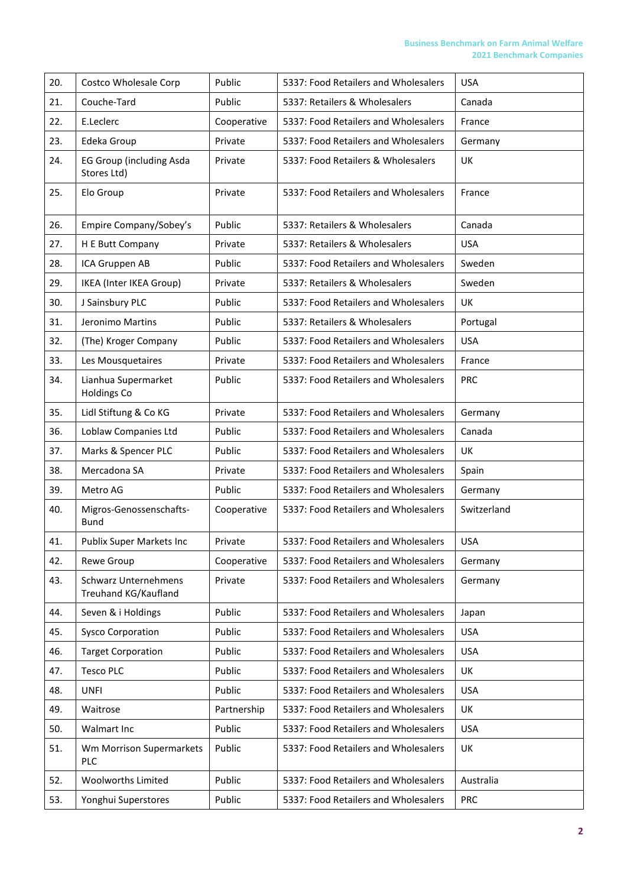| 20. | Costco Wholesale Corp | Public | 5337: Food Retailers and Wholesalers | USA |
|---|---|---|---|---|
| 21. | Couche-Tard | Public | 5337: Retailers & Wholesalers | Canada |
| 22. | E.Leclerc | Cooperative | 5337: Food Retailers and Wholesalers | France |
| 23. | Edeka Group | Private | 5337: Food Retailers and Wholesalers | Germany |
| 24. | EG Group (including Asda Stores Ltd) | Private | 5337: Food Retailers & Wholesalers | UK |
| 25. | Elo Group | Private | 5337: Food Retailers and Wholesalers | France |
| 26. | Empire Company/Sobey's | Public | 5337: Retailers & Wholesalers | Canada |
| 27. | H E Butt Company | Private | 5337: Retailers & Wholesalers | USA |
| 28. | ICA Gruppen AB | Public | 5337: Food Retailers and Wholesalers | Sweden |
| 29. | IKEA (Inter IKEA Group) | Private | 5337: Retailers & Wholesalers | Sweden |
| 30. | J Sainsbury PLC | Public | 5337: Food Retailers and Wholesalers | UK |
| 31. | Jeronimo Martins | Public | 5337: Retailers & Wholesalers | Portugal |
| 32. | (The) Kroger Company | Public | 5337: Food Retailers and Wholesalers | USA |
| 33. | Les Mousquetaires | Private | 5337: Food Retailers and Wholesalers | France |
| 34. | Lianhua Supermarket Holdings Co | Public | 5337: Food Retailers and Wholesalers | PRC |
| 35. | Lidl Stiftung & Co KG | Private | 5337: Food Retailers and Wholesalers | Germany |
| 36. | Loblaw Companies Ltd | Public | 5337: Food Retailers and Wholesalers | Canada |
| 37. | Marks & Spencer PLC | Public | 5337: Food Retailers and Wholesalers | UK |
| 38. | Mercadona SA | Private | 5337: Food Retailers and Wholesalers | Spain |
| 39. | Metro AG | Public | 5337: Food Retailers and Wholesalers | Germany |
| 40. | Migros-Genossenschafts-Bund | Cooperative | 5337: Food Retailers and Wholesalers | Switzerland |
| 41. | Publix Super Markets Inc | Private | 5337: Food Retailers and Wholesalers | USA |
| 42. | Rewe Group | Cooperative | 5337: Food Retailers and Wholesalers | Germany |
| 43. | Schwarz Unternehmens Treuhand KG/Kaufland | Private | 5337: Food Retailers and Wholesalers | Germany |
| 44. | Seven & i Holdings | Public | 5337: Food Retailers and Wholesalers | Japan |
| 45. | Sysco Corporation | Public | 5337: Food Retailers and Wholesalers | USA |
| 46. | Target Corporation | Public | 5337: Food Retailers and Wholesalers | USA |
| 47. | Tesco PLC | Public | 5337: Food Retailers and Wholesalers | UK |
| 48. | UNFI | Public | 5337: Food Retailers and Wholesalers | USA |
| 49. | Waitrose | Partnership | 5337: Food Retailers and Wholesalers | UK |
| 50. | Walmart Inc | Public | 5337: Food Retailers and Wholesalers | USA |
| 51. | Wm Morrison Supermarkets PLC | Public | 5337: Food Retailers and Wholesalers | UK |
| 52. | Woolworths Limited | Public | 5337: Food Retailers and Wholesalers | Australia |
| 53. | Yonghui Superstores | Public | 5337: Food Retailers and Wholesalers | PRC |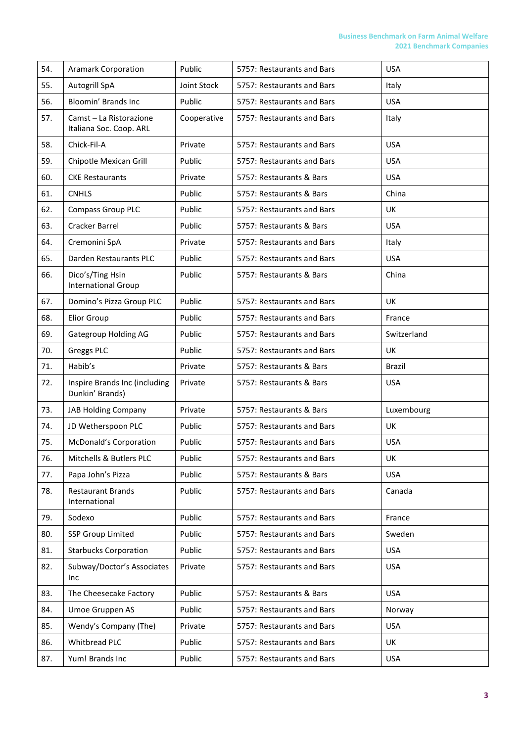| | | | | |
|---|---|---|---|---|
| 54. | Aramark Corporation | Public | 5757: Restaurants and Bars | USA |
| 55. | Autogrill SpA | Joint Stock | 5757: Restaurants and Bars | Italy |
| 56. | Bloomin' Brands Inc | Public | 5757: Restaurants and Bars | USA |
| 57. | Camst – La Ristorazione Italiana Soc. Coop. ARL | Cooperative | 5757: Restaurants and Bars | Italy |
| 58. | Chick-Fil-A | Private | 5757: Restaurants and Bars | USA |
| 59. | Chipotle Mexican Grill | Public | 5757: Restaurants and Bars | USA |
| 60. | CKE Restaurants | Private | 5757: Restaurants & Bars | USA |
| 61. | CNHLS | Public | 5757: Restaurants & Bars | China |
| 62. | Compass Group PLC | Public | 5757: Restaurants and Bars | UK |
| 63. | Cracker Barrel | Public | 5757: Restaurants & Barrs | USA |
| 64. | Cremonini SpA | Private | 5757: Restaurants and Bars | Italy |
| 65. | Darden Restaurants PLC | Public | 5757: Restaurants and Bars | USA |
| 66. | Dico's/Ting Hsin International Group | Public | 5757: Restaurants & Bars | China |
| 67. | Domino's Pizza Group PLC | Public | 5757: Restaurants and Bars | UK |
| 68. | Elior Group | Public | 5757: Restaurants and Bars | France |
| 69. | Gategroup Holding AG | Public | 5757: Restaurants and Bars | Switzerland |
| 70. | Greggs PLC | Public | 5757: Restaurants and Bars | UK |
| 71. | Habib's | Private | 5757: Restaurants & Bars | Brazil |
| 72. | Inspire Brands Inc (including Dunkin' Brands) | Private | 5757: Restaurants & Bars | USA |
| 73. | JAB Holding Company | Private | 5757: Restaurants & Bars | Luxembourg |
| 74. | JD Wetherspoon PLC | Public | 5757: Restaurants and Bars | UK |
| 75. | McDonald's Corporation | Public | 5757: Restaurants and Bars | USA |
| 76. | Mitchells & Butlers PLC | Public | 5757: Restaurants and Bars | UK |
| 77. | Papa John's Pizza | Public | 5757: Restaurants & Bars | USA |
| 78. | Restaurant Brands International | Public | 5757: Restaurants and Bars | Canada |
| 79. | Sodexo | Public | 5757: Restaurants and Bars | France |
| 80. | SSP Group Limited | Public | 5757: Restaurants and Bars | Sweden |
| 81. | Starbucks Corporation | Public | 5757: Restaurants and Bars | USA |
| 82. | Subway/Doctor's Associates Inc | Private | 5757: Restaurants and Bars | USA |
| 83. | The Cheesecake Factory | Public | 5757: Restaurants & Bars | USA |
| 84. | Umoe Gruppen AS | Public | 5757: Restaurants and Bars | Norway |
| 85. | Wendy's Company (The) | Private | 5757: Restaurants and Bars | USA |
| 86. | Whitbread PLC | Public | 5757: Restaurants and Bars | UK |
| 87. | Yum! Brands Inc | Public | 5757: Restaurants and Bars | USA |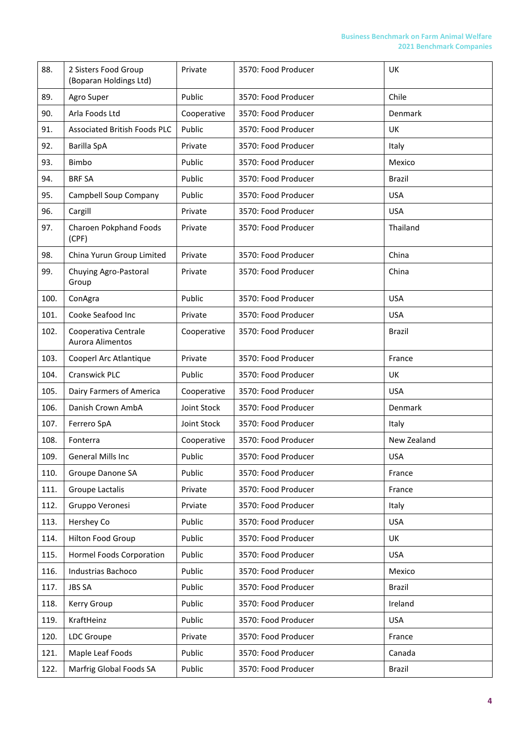| 88. | 2 Sisters Food Group (Boparan Holdings Ltd) | Private | 3570: Food Producer | UK |
|---|---|---|---|---|
| 89. | Agro Super | Public | 3570: Food Producer | Chile |
| 90. | Arla Foods Ltd | Cooperative | 3570: Food Producer | Denmark |
| 91. | Associated British Foods PLC | Public | 3570: Food Producer | UK |
| 92. | Barilla SpA | Private | 3570: Food Producer | Italy |
| 93. | Bimbo | Public | 3570: Food Producer | Mexico |
| 94. | BRF SA | Public | 3570: Food Producer | Brazil |
| 95. | Campbell Soup Company | Public | 3570: Food Producer | USA |
| 96. | Cargill | Private | 3570: Food Producer | USA |
| 97. | Charoen Pokphand Foods (CPF) | Private | 3570: Food Producer | Thailand |
| 98. | China Yurun Group Limited | Private | 3570: Food Producer | China |
| 99. | Chuying Agro-Pastoral Group | Private | 3570: Food Producer | China |
| 100. | ConAgra | Public | 3570: Food Producer | USA |
| 101. | Cooke Seafood Inc | Private | 3570: Food Producer | USA |
| 102. | Cooperativa Centrale Aurora Alimentos | Cooperative | 3570: Food Producer | Brazil |
| 103. | Cooperl Arc Atlantique | Private | 3570: Food Producer | France |
| 104. | Cranswick PLC | Public | 3570: Food Producer | UK |
| 105. | Dairy Farmers of America | Cooperative | 3570: Food Producer | USA |
| 106. | Danish Crown AmbA | Joint Stock | 3570: Food Producer | Denmark |
| 107. | Ferrero SpA | Joint Stock | 3570: Food Producer | Italy |
| 108. | Fonterra | Cooperative | 3570: Food Producer | New Zealand |
| 109. | General Mills Inc | Public | 3570: Food Producer | USA |
| 110. | Groupe Danone SA | Public | 3570: Food Producer | France |
| 111. | Groupe Lactalis | Private | 3570: Food Producer | France |
| 112. | Gruppo Veronesi | Prviate | 3570: Food Producer | Italy |
| 113. | Hershey Co | Public | 3570: Food Producer | USA |
| 114. | Hilton Food Group | Public | 3570: Food Producer | UK |
| 115. | Hormel Foods Corporation | Public | 3570: Food Producer | USA |
| 116. | Industrias Bachoco | Public | 3570: Food Producer | Mexico |
| 117. | JBS SA | Public | 3570: Food Producer | Brazil |
| 118. | Kerry Group | Public | 3570: Food Producer | Ireland |
| 119. | KraftHeinz | Public | 3570: Food Producer | USA |
| 120. | LDC Groupe | Private | 3570: Food Producer | France |
| 121. | Maple Leaf Foods | Public | 3570: Food Producer | Canada |
| 122. | Marfrig Global Foods SA | Public | 3570: Food Producer | Brazil |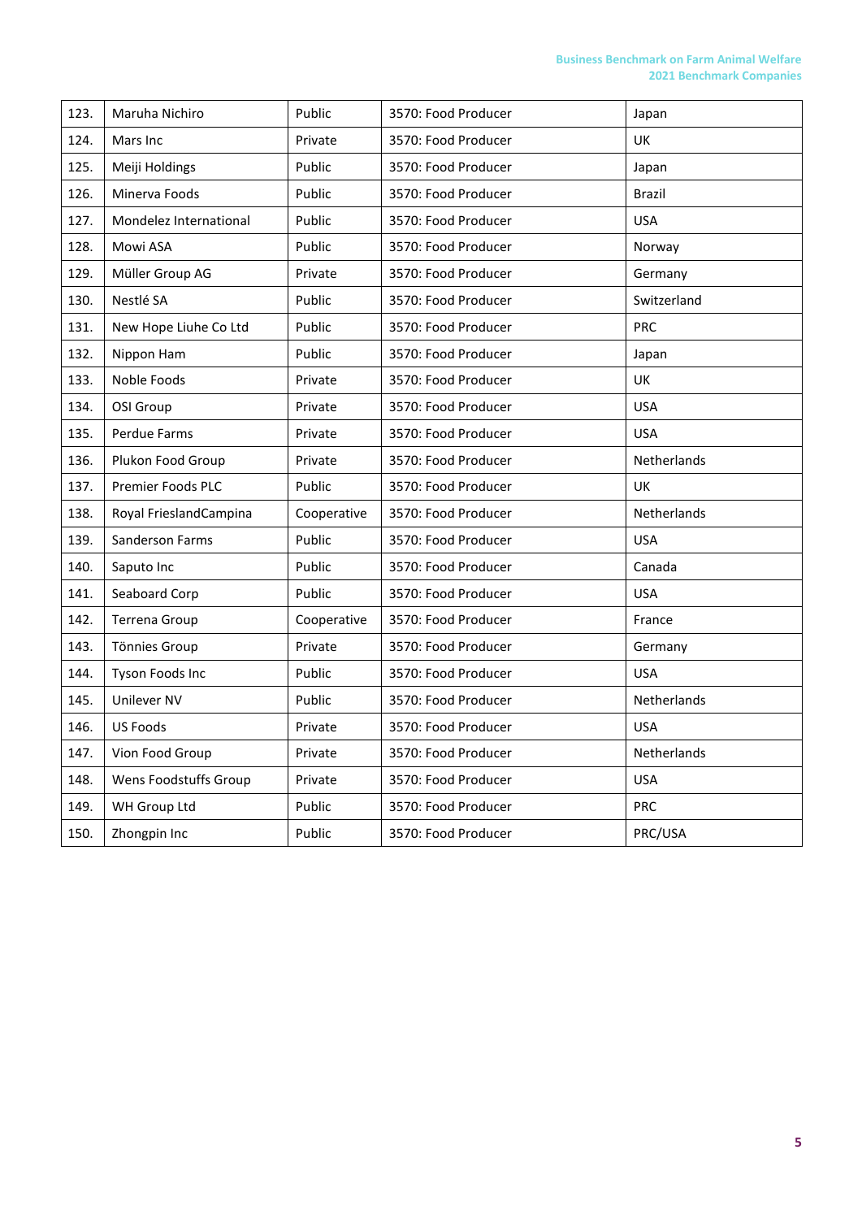| | | | | |
|---|---|---|---|---|
| 123. | Maruha Nichiro | Public | 3570: Food Producer | Japan |
| 124. | Mars Inc | Private | 3570: Food Producer | UK |
| 125. | Meiji Holdings | Public | 3570: Food Producer | Japan |
| 126. | Minerva Foods | Public | 3570: Food Producer | Brazil |
| 127. | Mondelez International | Public | 3570: Food Producer | USA |
| 128. | Mowi ASA | Public | 3570: Food Producer | Norway |
| 129. | Müller Group AG | Private | 3570: Food Producer | Germany |
| 130. | Nestlé SA | Public | 3570: Food Producer | Switzerland |
| 131. | New Hope Liuhe Co Ltd | Public | 3570: Food Producer | PRC |
| 132. | Nippon Ham | Public | 3570: Food Producer | Japan |
| 133. | Noble Foods | Private | 3570: Food Producer | UK |
| 134. | OSI Group | Private | 3570: Food Producer | USA |
| 135. | Perdue Farms | Private | 3570: Food Producer | USA |
| 136. | Plukon Food Group | Private | 3570: Food Producer | Netherlands |
| 137. | Premier Foods PLC | Public | 3570: Food Producer | UK |
| 138. | Royal FrieslandCampina | Cooperative | 3570: Food Producer | Netherlands |
| 139. | Sanderson Farms | Public | 3570: Food Producer | USA |
| 140. | Saputo Inc | Public | 3570: Food Producer | Canada |
| 141. | Seaboard Corp | Public | 3570: Food Producer | USA |
| 142. | Terrena Group | Cooperative | 3570: Food Producer | France |
| 143. | Tönnies Group | Private | 3570: Food Producer | Germany |
| 144. | Tyson Foods Inc | Public | 3570: Food Producer | USA |
| 145. | Unilever NV | Public | 3570: Food Producer | Netherlands |
| 146. | US Foods | Private | 3570: Food Producer | USA |
| 147. | Vion Food Group | Private | 3570: Food Producer | Netherlands |
| 148. | Wens Foodstuffs Group | Private | 3570: Food Producer | USA |
| 149. | WH Group Ltd | Public | 3570: Food Producer | PRC |
| 150. | Zhongpin Inc | Public | 3570: Food Producer | PRC/USA |